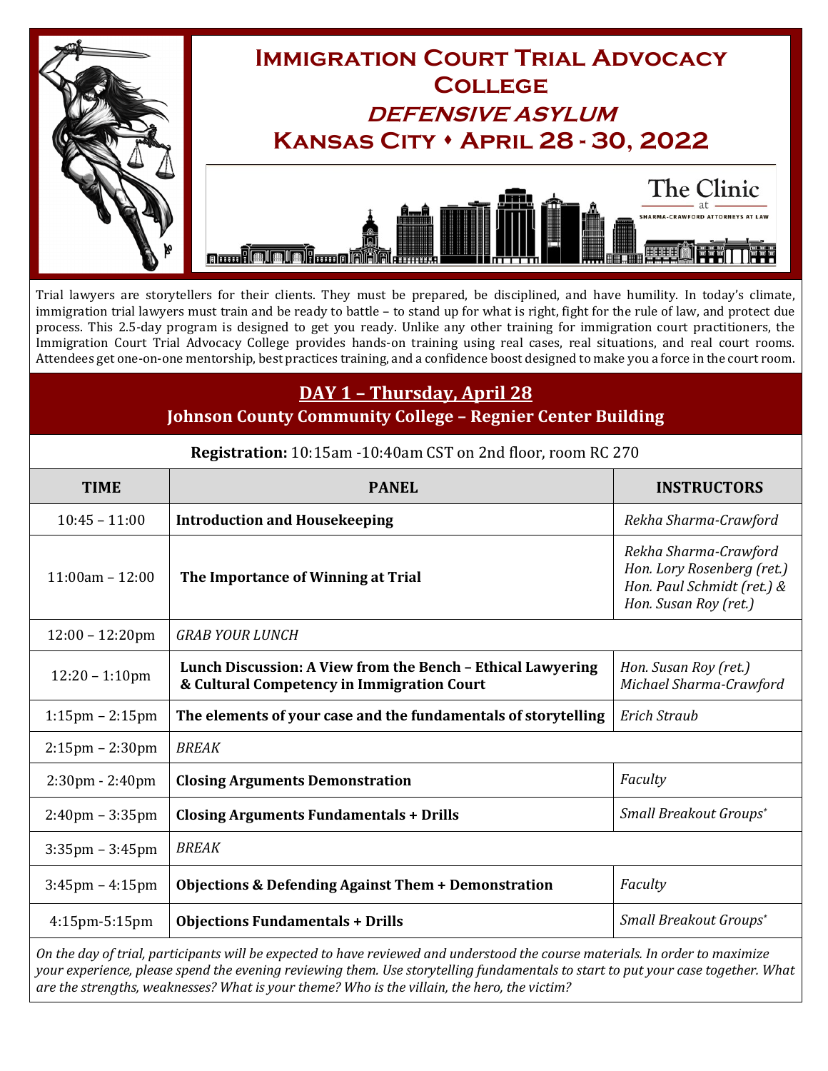# Immigration Court Trial Advocacy College

## *Defensive Asylum*

## Kansas City ♦ April 28 - 30, 2022

The Clinic at Sharma-Crawford Attorneys at Law

Trial lawyers are storytellers for their clients. They must be prepared, be disciplined, and have humility. In today's climate, immigration trial lawyers must train and be ready to battle – to stand up for what is right, fight for the rule of law, and protect due process. This 2.5-day program is designed to get you ready. Unlike any other training for immigration court practitioners, the Immigration Court Trial Advocacy College provides hands-on training using real cases, real situations, and real court rooms. Attendees get one-on-one mentorship, best practices training, and a confidence boost designed to make you a force in the court room.

## DAY 1 – Thursday, April 28

### Johnson County Community College – Regnier Center Building

**Registration:** 10:15am -10:40am CST on 2nd floor, room RC 270

| TIME | PANEL | INSTRUCTORS |
|---|---|---|
| 10:45 – 11:00 | **Introduction and Housekeeping** | *Rekha Sharma-Crawford* |
| 11:00am – 12:00 | **The Importance of Winning at Trial** | *Rekha Sharma-Crawford*<br>*Hon. Lory Rosenberg (ret.)*<br>*Hon. Paul Schmidt (ret.) &*<br>*Hon. Susan Roy (ret.)* |
| 12:00 – 12:20pm | *GRAB YOUR LUNCH* | |
| 12:20 – 1:10pm | **Lunch Discussion: A View from the Bench – Ethical Lawyering & Cultural Competency in Immigration Court** | *Hon. Susan Roy (ret.)*<br>*Michael Sharma-Crawford* |
| 1:15pm – 2:15pm | **The elements of your case and the fundamentals of storytelling** | *Erich Straub* |
| 2:15pm – 2:30pm | *BREAK* | |
| 2:30pm - 2:40pm | **Closing Arguments Demonstration** | *Faculty* |
| 2:40pm – 3:35pm | **Closing Arguments Fundamentals + Drills** | *Small Breakout Groups** |
| 3:35pm – 3:45pm | *BREAK* | |
| 3:45pm – 4:15pm | **Objections & Defending Against Them + Demonstration** | *Faculty* |
| 4:15pm-5:15pm | **Objections Fundamentals + Drills** | *Small Breakout Groups** |

*On the day of trial, participants will be expected to have reviewed and understood the course materials. In order to maximize your experience, please spend the evening reviewing them. Use storytelling fundamentals to start to put your case together. What are the strengths, weaknesses? What is your theme? Who is the villain, the hero, the victim?*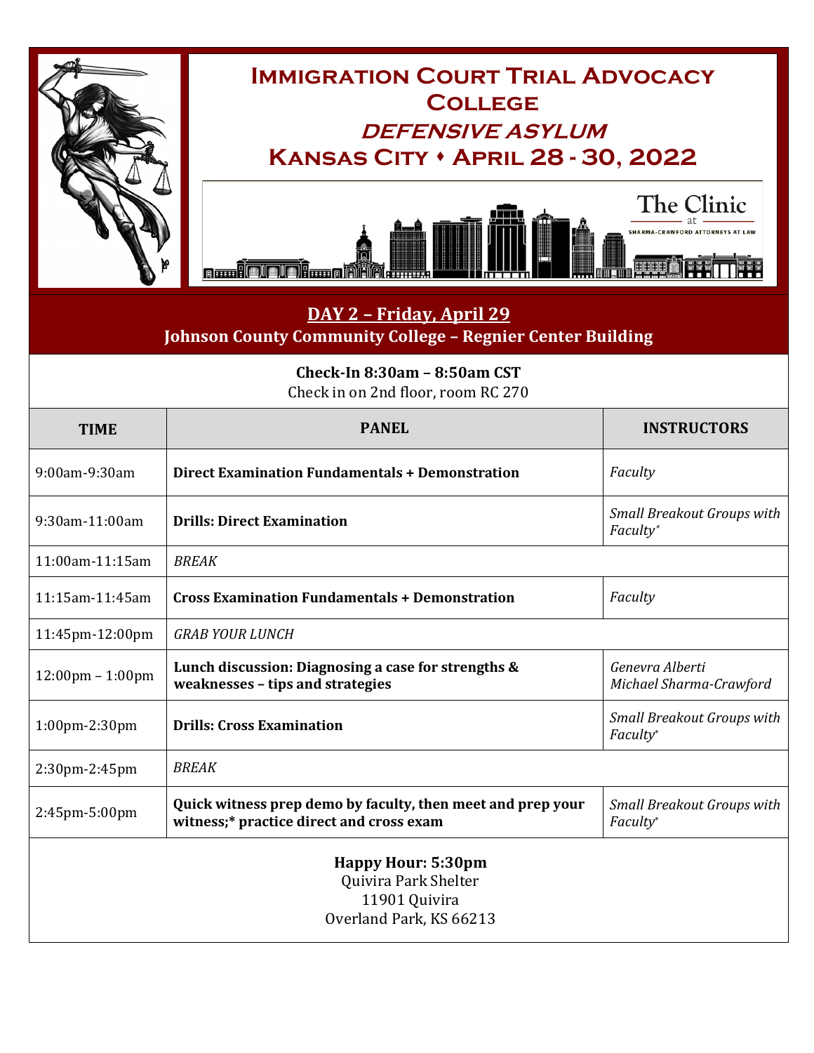# Immigration Court Trial Advocacy College

## *Defensive Asylum*

## Kansas City • April 28 - 30, 2022

The Clinic at Sharma-Crawford Attorneys at Law

## DAY 2 – Friday, April 29

**Johnson County Community College – Regnier Center Building**

**Check-In 8:30am – 8:50am CST**
Check in on 2nd floor, room RC 270

| TIME | PANEL | INSTRUCTORS |
|---|---|---|
| 9:00am-9:30am | **Direct Examination Fundamentals + Demonstration** | *Faculty* |
| 9:30am-11:00am | **Drills: Direct Examination** | *Small Breakout Groups with Faculty** |
| 11:00am-11:15am | *BREAK* | |
| 11:15am-11:45am | **Cross Examination Fundamentals + Demonstration** | *Faculty* |
| 11:45pm-12:00pm | *GRAB YOUR LUNCH* | |
| 12:00pm – 1:00pm | **Lunch discussion: Diagnosing a case for strengths & weaknesses – tips and strategies** | *Genevra Alberti*<br>*Michael Sharma-Crawford* |
| 1:00pm-2:30pm | **Drills: Cross Examination** | *Small Breakout Groups with Faculty** |
| 2:30pm-2:45pm | *BREAK* | |
| 2:45pm-5:00pm | **Quick witness prep demo by faculty, then meet and prep your witness;* practice direct and cross exam** | *Small Breakout Groups with Faculty** |

**Happy Hour: 5:30pm**
Quivira Park Shelter
11901 Quivira
Overland Park, KS 66213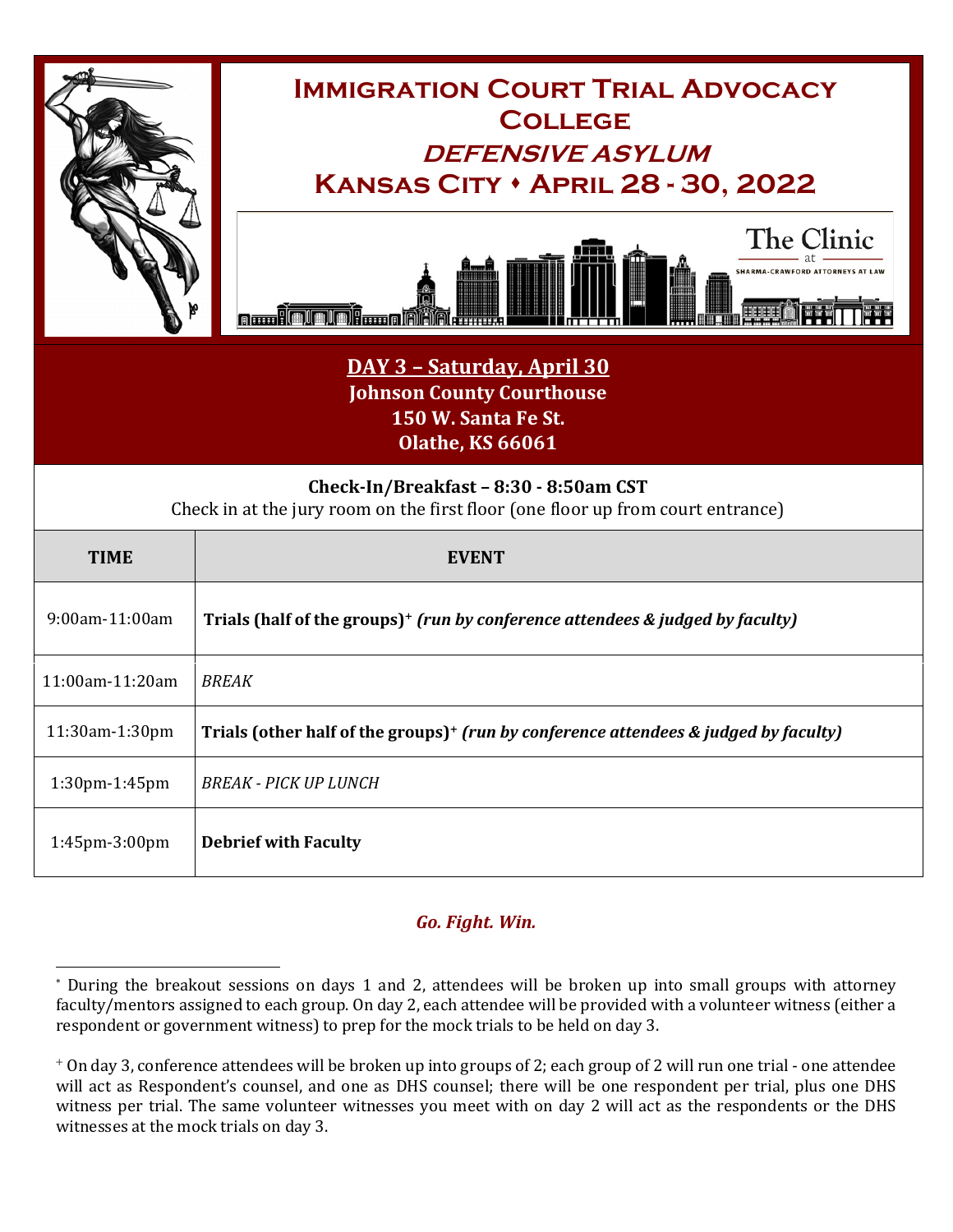# Immigration Court Trial Advocacy College

## *Defensive Asylum*

## Kansas City • April 28 - 30, 2022

The Clinic at Sharma-Crawford Attorneys at Law

**DAY 3 – Saturday, April 30**
**Johnson County Courthouse**
**150 W. Santa Fe St.**
**Olathe, KS 66061**

**Check-In/Breakfast – 8:30 - 8:50am CST**
Check in at the jury room on the first floor (one floor up from court entrance)

| TIME | EVENT |
|---|---|
| 9:00am-11:00am | **Trials (half of the groups)⁺** ***(run by conference attendees & judged by faculty)*** |
| 11:00am-11:20am | *BREAK* |
| 11:30am-1:30pm | **Trials (other half of the groups)⁺** ***(run by conference attendees & judged by faculty)*** |
| 1:30pm-1:45pm | *BREAK - PICK UP LUNCH* |
| 1:45pm-3:00pm | **Debrief with Faculty** |

***Go. Fight. Win.***

---

\* During the breakout sessions on days 1 and 2, attendees will be broken up into small groups with attorney faculty/mentors assigned to each group. On day 2, each attendee will be provided with a volunteer witness (either a respondent or government witness) to prep for the mock trials to be held on day 3.

⁺ On day 3, conference attendees will be broken up into groups of 2; each group of 2 will run one trial - one attendee will act as Respondent's counsel, and one as DHS counsel; there will be one respondent per trial, plus one DHS witness per trial. The same volunteer witnesses you meet with on day 2 will act as the respondents or the DHS witnesses at the mock trials on day 3.